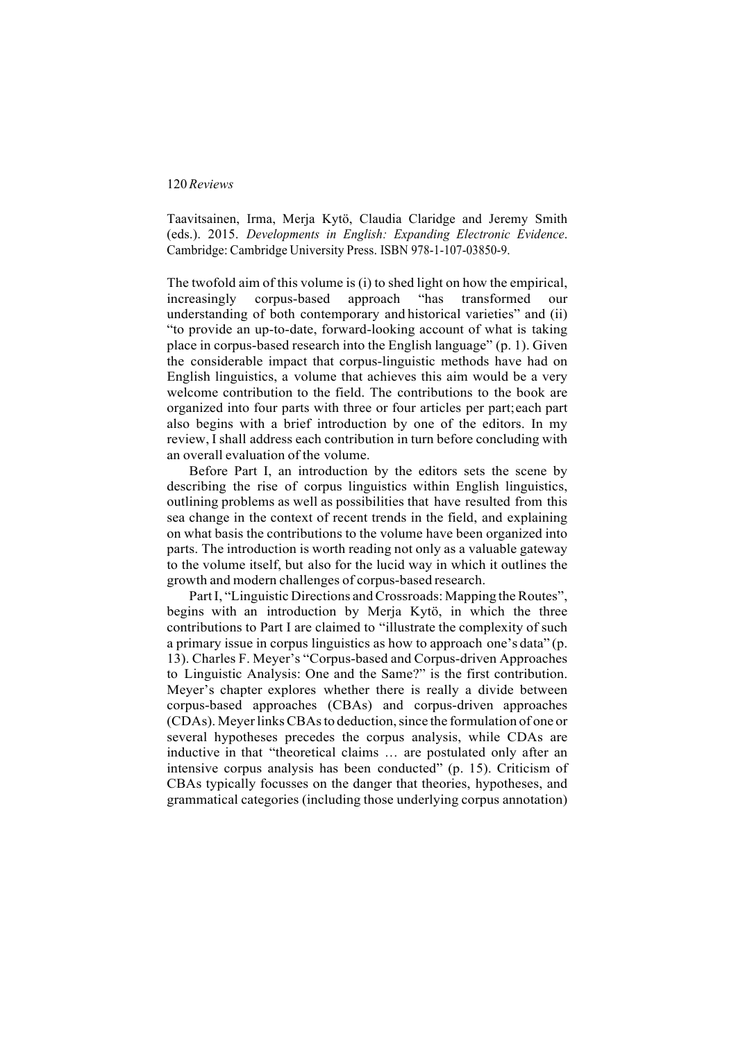Taavitsainen, Irma, Merja Kytö, Claudia Claridge and Jeremy Smith (eds.). 2015. *Developments in English: Expanding Electronic Evidence*. Cambridge: Cambridge University Press. ISBN 978-1-107-03850-9.

The twofold aim of this volume is (i) to shed light on how the empirical, increasingly corpus-based approach "has transformed our understanding of both contemporary and historical varieties" and (ii) "to provide an up-to-date, forward-looking account of what is taking place in corpus-based research into the English language" (p. 1). Given the considerable impact that corpus-linguistic methods have had on English linguistics, a volume that achieves this aim would be a very welcome contribution to the field. The contributions to the book are organized into four parts with three or four articles per part; each part also begins with a brief introduction by one of the editors. In my review, I shall address each contribution in turn before concluding with an overall evaluation of the volume.

Before Part I, an introduction by the editors sets the scene by describing the rise of corpus linguistics within English linguistics, outlining problems as well as possibilities that have resulted from this sea change in the context of recent trends in the field, and explaining on what basis the contributions to the volume have been organized into parts. The introduction is worth reading not only as a valuable gateway to the volume itself, but also for the lucid way in which it outlines the growth and modern challenges of corpus-based research.

Part I, "Linguistic Directions and Crossroads: Mapping the Routes", begins with an introduction by Merja Kytö, in which the three contributions to Part I are claimed to "illustrate the complexity of such a primary issue in corpus linguistics as how to approach one's data" (p. 13). Charles F. Meyer's "Corpus-based and Corpus-driven Approaches to Linguistic Analysis: One and the Same?" is the first contribution. Meyer's chapter explores whether there is really a divide between corpus-based approaches (CBAs) and corpus-driven approaches (CDAs). Meyer links CBAs to deduction, since the formulation of one or several hypotheses precedes the corpus analysis, while CDAs are inductive in that "theoretical claims … are postulated only after an intensive corpus analysis has been conducted" (p. 15). Criticism of CBAs typically focusses on the danger that theories, hypotheses, and grammatical categories (including those underlying corpus annotation)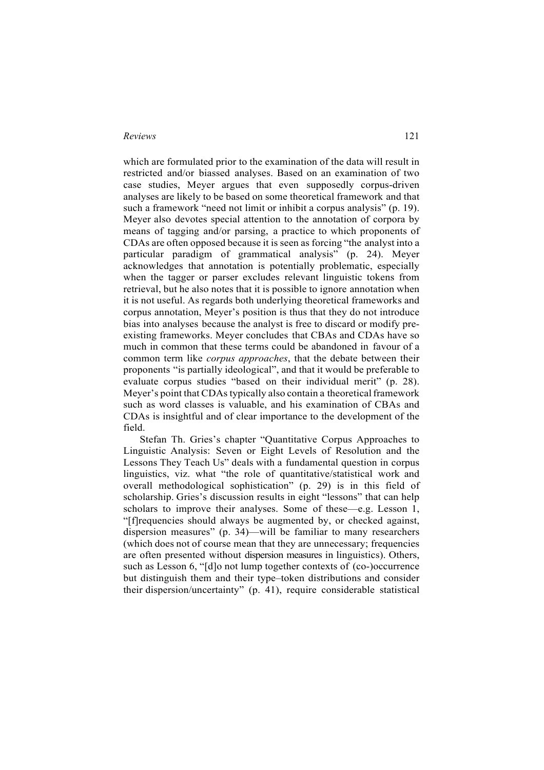which are formulated prior to the examination of the data will result in restricted and/or biassed analyses. Based on an examination of two case studies, Meyer argues that even supposedly corpus-driven analyses are likely to be based on some theoretical framework and that such a framework "need not limit or inhibit a corpus analysis" (p. 19). Meyer also devotes special attention to the annotation of corpora by means of tagging and/or parsing, a practice to which proponents of CDAs are often opposed because it is seen as forcing "the analyst into a particular paradigm of grammatical analysis" (p. 24). Meyer acknowledges that annotation is potentially problematic, especially when the tagger or parser excludes relevant linguistic tokens from retrieval, but he also notes that it is possible to ignore annotation when it is not useful. As regards both underlying theoretical frameworks and corpus annotation, Meyer's position is thus that they do not introduce bias into analyses because the analyst is free to discard or modify pre-existing frameworks. Meyer concludes that CBAs and CDAs have so much in common that these terms could be abandoned in favour of a common term like *corpus approaches*, that the debate between their proponents "is partially ideological", and that it would be preferable to evaluate corpus studies "based on their individual merit" (p. 28). Meyer's point that CDAs typically also contain a theoretical framework such as word classes is valuable, and his examination of CBAs and CDAs is insightful and of clear importance to the development of the field.

Stefan Th. Gries's chapter "Quantitative Corpus Approaches to Linguistic Analysis: Seven or Eight Levels of Resolution and the Lessons They Teach Us" deals with a fundamental question in corpus linguistics, viz. what "the role of quantitative/statistical work and overall methodological sophistication" (p. 29) is in this field of scholarship. Gries's discussion results in eight "lessons" that can help scholars to improve their analyses. Some of these—e.g. Lesson 1, "[f]requencies should always be augmented by, or checked against, dispersion measures" (p. 34)—will be familiar to many researchers (which does not of course mean that they are unnecessary; frequencies are often presented without dispersion measures in linguistics). Others, such as Lesson 6, "[d]o not lump together contexts of (co-)occurrence but distinguish them and their type–token distributions and consider their dispersion/uncertainty" (p. 41), require considerable statistical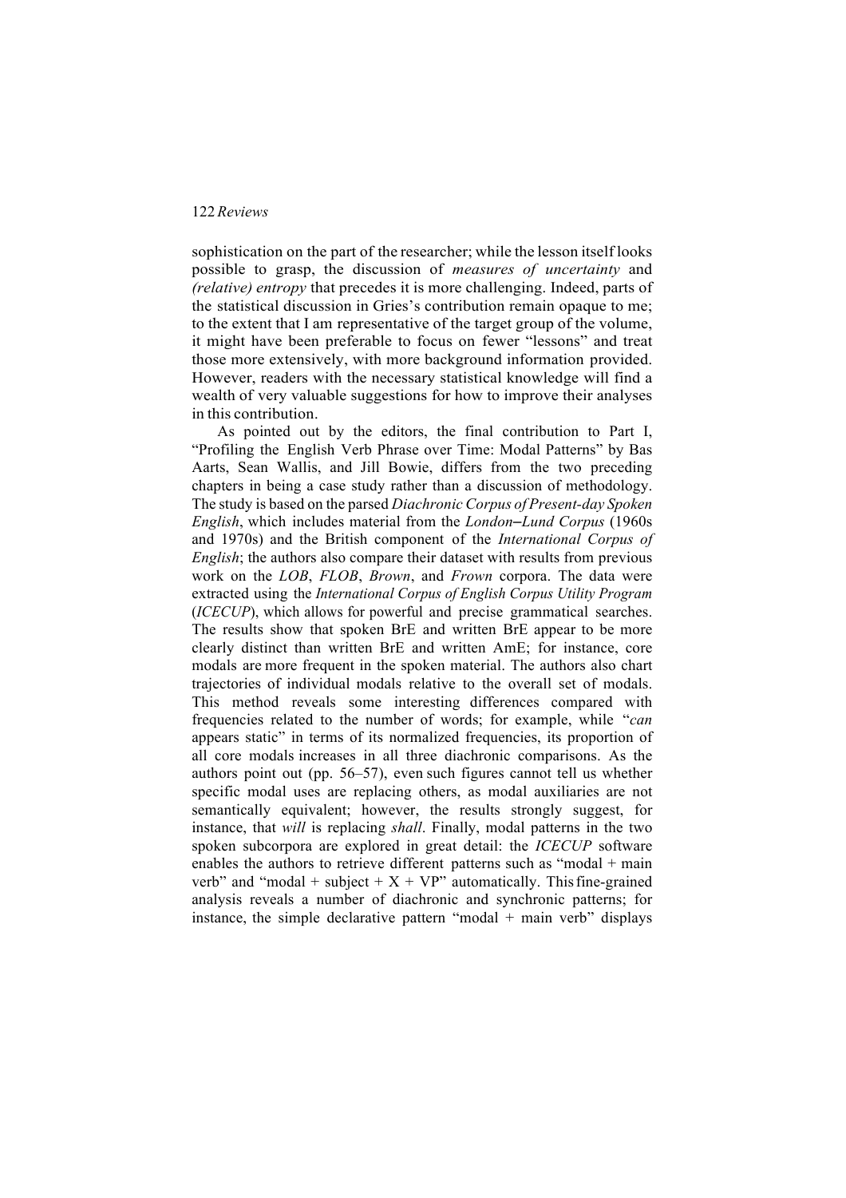sophistication on the part of the researcher; while the lesson itself looks possible to grasp, the discussion of *measures of uncertainty* and *(relative) entropy* that precedes it is more challenging. Indeed, parts of the statistical discussion in Gries's contribution remain opaque to me; to the extent that I am representative of the target group of the volume, it might have been preferable to focus on fewer "lessons" and treat those more extensively, with more background information provided. However, readers with the necessary statistical knowledge will find a wealth of very valuable suggestions for how to improve their analyses in this contribution.

As pointed out by the editors, the final contribution to Part I, "Profiling the English Verb Phrase over Time: Modal Patterns" by Bas Aarts, Sean Wallis, and Jill Bowie, differs from the two preceding chapters in being a case study rather than a discussion of methodology. The study is based on the parsed *Diachronic Corpus of Present-day Spoken English*, which includes material from the *London–Lund Corpus* (1960s and 1970s) and the British component of the *International Corpus of English*; the authors also compare their dataset with results from previous work on the *LOB*, *FLOB*, *Brown*, and *Frown* corpora. The data were extracted using the *International Corpus of English Corpus Utility Program* (*ICECUP*), which allows for powerful and precise grammatical searches. The results show that spoken BrE and written BrE appear to be more clearly distinct than written BrE and written AmE; for instance, core modals are more frequent in the spoken material. The authors also chart trajectories of individual modals relative to the overall set of modals. This method reveals some interesting differences compared with frequencies related to the number of words; for example, while "*can* appears static" in terms of its normalized frequencies, its proportion of all core modals increases in all three diachronic comparisons. As the authors point out (pp. 56–57), even such figures cannot tell us whether specific modal uses are replacing others, as modal auxiliaries are not semantically equivalent; however, the results strongly suggest, for instance, that *will* is replacing *shall*. Finally, modal patterns in the two spoken subcorpora are explored in great detail: the *ICECUP* software enables the authors to retrieve different patterns such as "modal + main verb" and "modal + subject + X + VP" automatically. This fine-grained analysis reveals a number of diachronic and synchronic patterns; for instance, the simple declarative pattern "modal + main verb" displays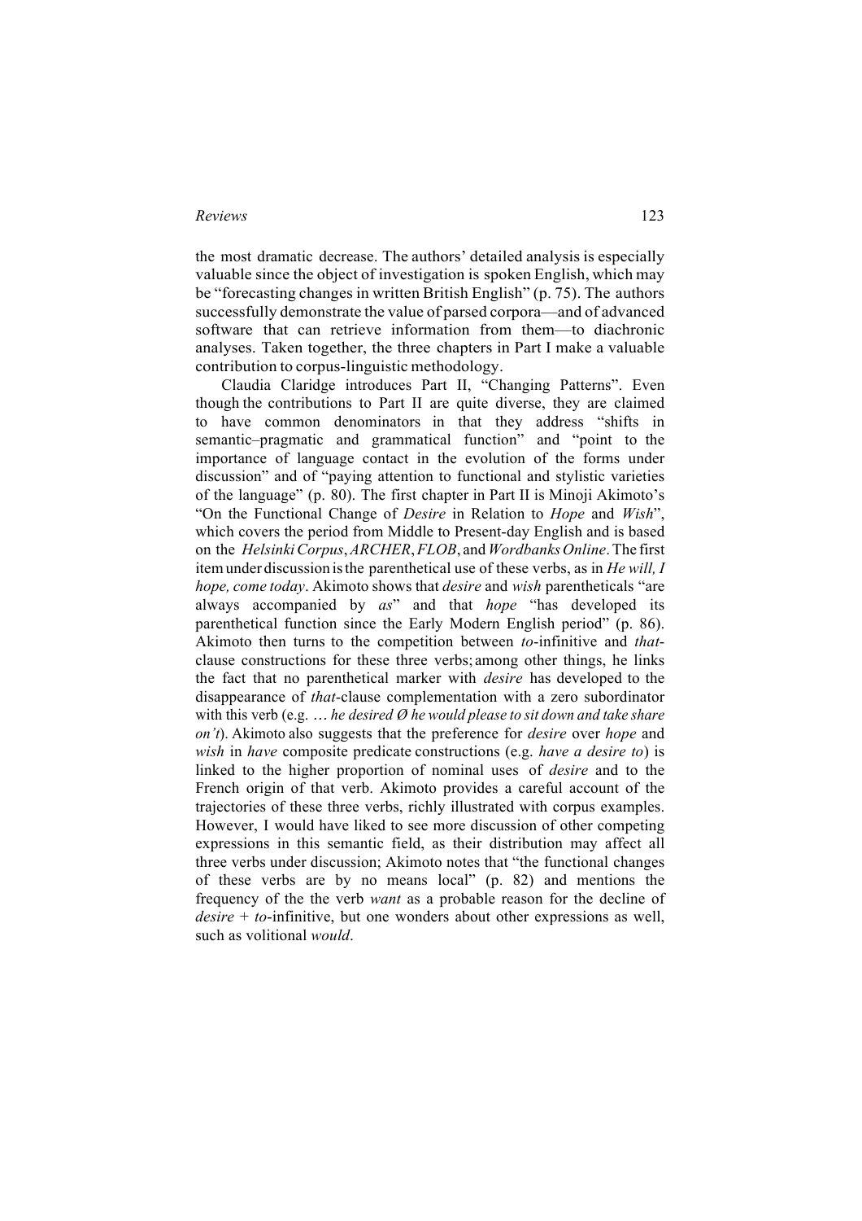the most dramatic decrease. The authors' detailed analysis is especially valuable since the object of investigation is spoken English, which may be "forecasting changes in written British English" (p. 75). The authors successfully demonstrate the value of parsed corpora—and of advanced software that can retrieve information from them—to diachronic analyses. Taken together, the three chapters in Part I make a valuable contribution to corpus-linguistic methodology.

Claudia Claridge introduces Part II, "Changing Patterns". Even though the contributions to Part II are quite diverse, they are claimed to have common denominators in that they address "shifts in semantic–pragmatic and grammatical function" and "point to the importance of language contact in the evolution of the forms under discussion" and of "paying attention to functional and stylistic varieties of the language" (p. 80). The first chapter in Part II is Minoji Akimoto's "On the Functional Change of *Desire* in Relation to *Hope* and *Wish*", which covers the period from Middle to Present-day English and is based on the *Helsinki Corpus*, *ARCHER*, *FLOB*, and *Wordbanks Online*. The first item under discussion is the parenthetical use of these verbs, as in *He will, I hope, come today*. Akimoto shows that *desire* and *wish* parentheticals "are always accompanied by *as*" and that *hope* "has developed its parenthetical function since the Early Modern English period" (p. 86). Akimoto then turns to the competition between *to*-infinitive and *that*-clause constructions for these three verbs; among other things, he links the fact that no parenthetical marker with *desire* has developed to the disappearance of *that*-clause complementation with a zero subordinator with this verb (e.g. … *he desired Ø he would please to sit down and take share on't*). Akimoto also suggests that the preference for *desire* over *hope* and *wish* in *have* composite predicate constructions (e.g. *have a desire to*) is linked to the higher proportion of nominal uses of *desire* and to the French origin of that verb. Akimoto provides a careful account of the trajectories of these three verbs, richly illustrated with corpus examples. However, I would have liked to see more discussion of other competing expressions in this semantic field, as their distribution may affect all three verbs under discussion; Akimoto notes that "the functional changes of these verbs are by no means local" (p. 82) and mentions the frequency of the verb *want* as a probable reason for the decline of *desire* + *to*-infinitive, but one wonders about other expressions as well, such as volitional *would*.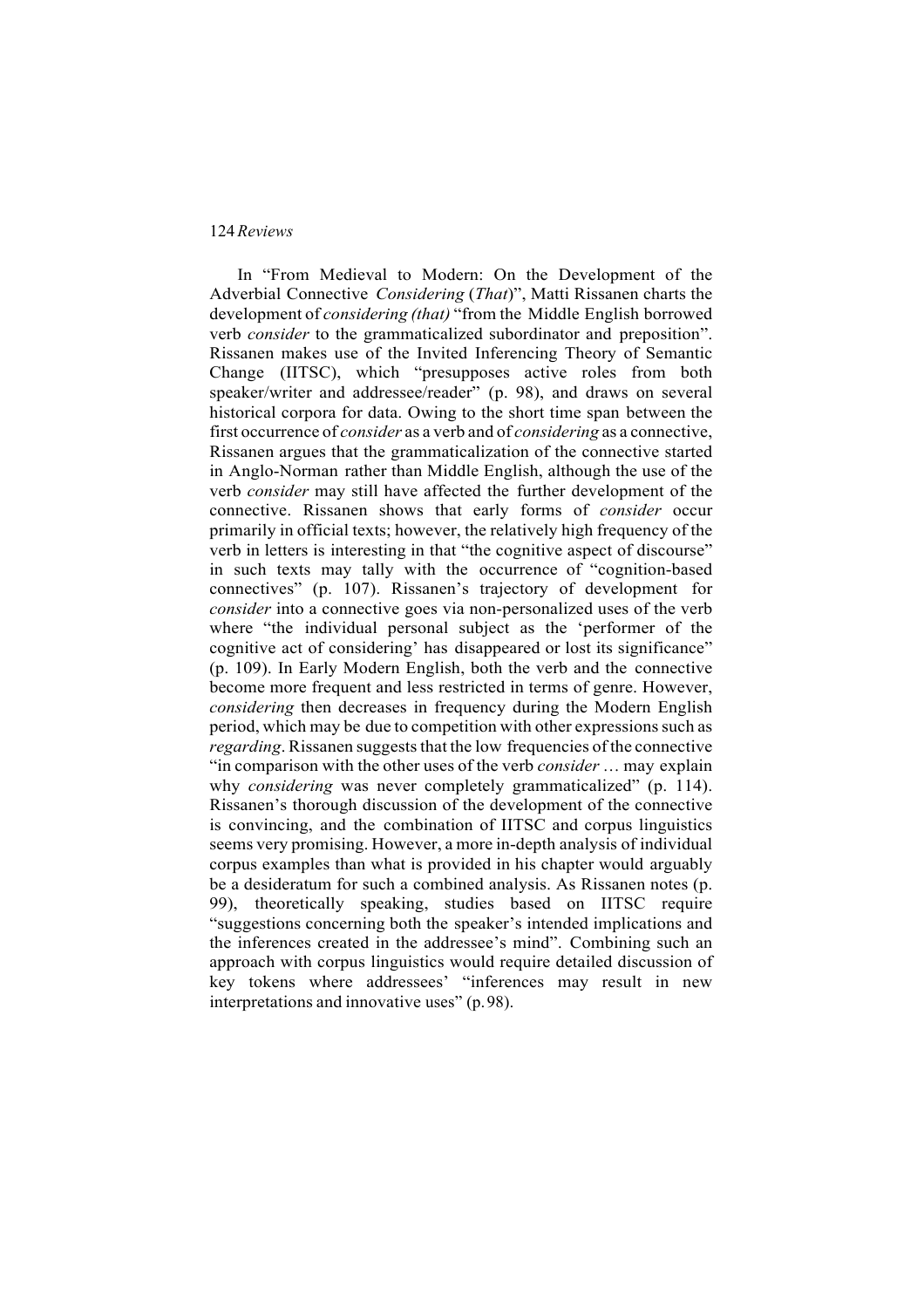In "From Medieval to Modern: On the Development of the Adverbial Connective *Considering* (*That*)", Matti Rissanen charts the development of *considering (that)* "from the Middle English borrowed verb *consider* to the grammaticalized subordinator and preposition". Rissanen makes use of the Invited Inferencing Theory of Semantic Change (IITSC), which "presupposes active roles from both speaker/writer and addressee/reader" (p. 98), and draws on several historical corpora for data. Owing to the short time span between the first occurrence of *consider* as a verb and of *considering* as a connective, Rissanen argues that the grammaticalization of the connective started in Anglo-Norman rather than Middle English, although the use of the verb *consider* may still have affected the further development of the connective. Rissanen shows that early forms of *consider* occur primarily in official texts; however, the relatively high frequency of the verb in letters is interesting in that "the cognitive aspect of discourse" in such texts may tally with the occurrence of "cognition-based connectives" (p. 107). Rissanen's trajectory of development for *consider* into a connective goes via non-personalized uses of the verb where "the individual personal subject as the 'performer of the cognitive act of considering' has disappeared or lost its significance" (p. 109). In Early Modern English, both the verb and the connective become more frequent and less restricted in terms of genre. However, *considering* then decreases in frequency during the Modern English period, which may be due to competition with other expressions such as *regarding*. Rissanen suggests that the low frequencies of the connective "in comparison with the other uses of the verb *consider* … may explain why *considering* was never completely grammaticalized" (p. 114). Rissanen's thorough discussion of the development of the connective is convincing, and the combination of IITSC and corpus linguistics seems very promising. However, a more in-depth analysis of individual corpus examples than what is provided in his chapter would arguably be a desideratum for such a combined analysis. As Rissanen notes (p. 99), theoretically speaking, studies based on IITSC require "suggestions concerning both the speaker's intended implications and the inferences created in the addressee's mind". Combining such an approach with corpus linguistics would require detailed discussion of key tokens where addressees' "inferences may result in new interpretations and innovative uses" (p. 98).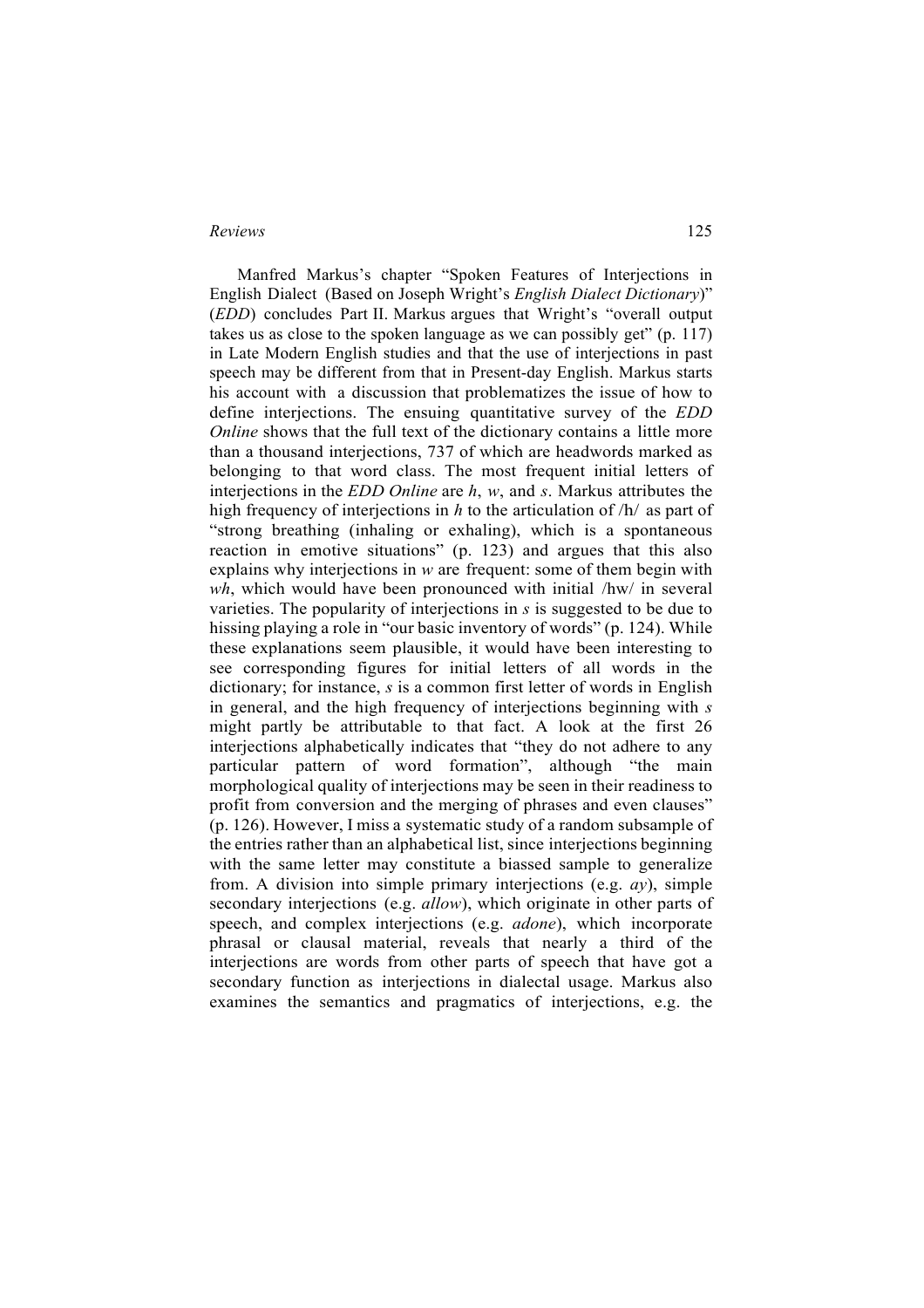Manfred Markus's chapter "Spoken Features of Interjections in English Dialect (Based on Joseph Wright's *English Dialect Dictionary*)" (*EDD*) concludes Part II. Markus argues that Wright's "overall output takes us as close to the spoken language as we can possibly get" (p. 117) in Late Modern English studies and that the use of interjections in past speech may be different from that in Present-day English. Markus starts his account with a discussion that problematizes the issue of how to define interjections. The ensuing quantitative survey of the *EDD Online* shows that the full text of the dictionary contains a little more than a thousand interjections, 737 of which are headwords marked as belonging to that word class. The most frequent initial letters of interjections in the *EDD Online* are *h*, *w*, and *s*. Markus attributes the high frequency of interjections in *h* to the articulation of /h/ as part of "strong breathing (inhaling or exhaling), which is a spontaneous reaction in emotive situations" (p. 123) and argues that this also explains why interjections in *w* are frequent: some of them begin with *wh*, which would have been pronounced with initial /hw/ in several varieties. The popularity of interjections in *s* is suggested to be due to hissing playing a role in "our basic inventory of words" (p. 124). While these explanations seem plausible, it would have been interesting to see corresponding figures for initial letters of all words in the dictionary; for instance, *s* is a common first letter of words in English in general, and the high frequency of interjections beginning with *s* might partly be attributable to that fact. A look at the first 26 interjections alphabetically indicates that "they do not adhere to any particular pattern of word formation", although "the main morphological quality of interjections may be seen in their readiness to profit from conversion and the merging of phrases and even clauses" (p. 126). However, I miss a systematic study of a random subsample of the entries rather than an alphabetical list, since interjections beginning with the same letter may constitute a biassed sample to generalize from. A division into simple primary interjections (e.g. *ay*), simple secondary interjections (e.g. *allow*), which originate in other parts of speech, and complex interjections (e.g. *adone*), which incorporate phrasal or clausal material, reveals that nearly a third of the interjections are words from other parts of speech that have got a secondary function as interjections in dialectal usage. Markus also examines the semantics and pragmatics of interjections, e.g. the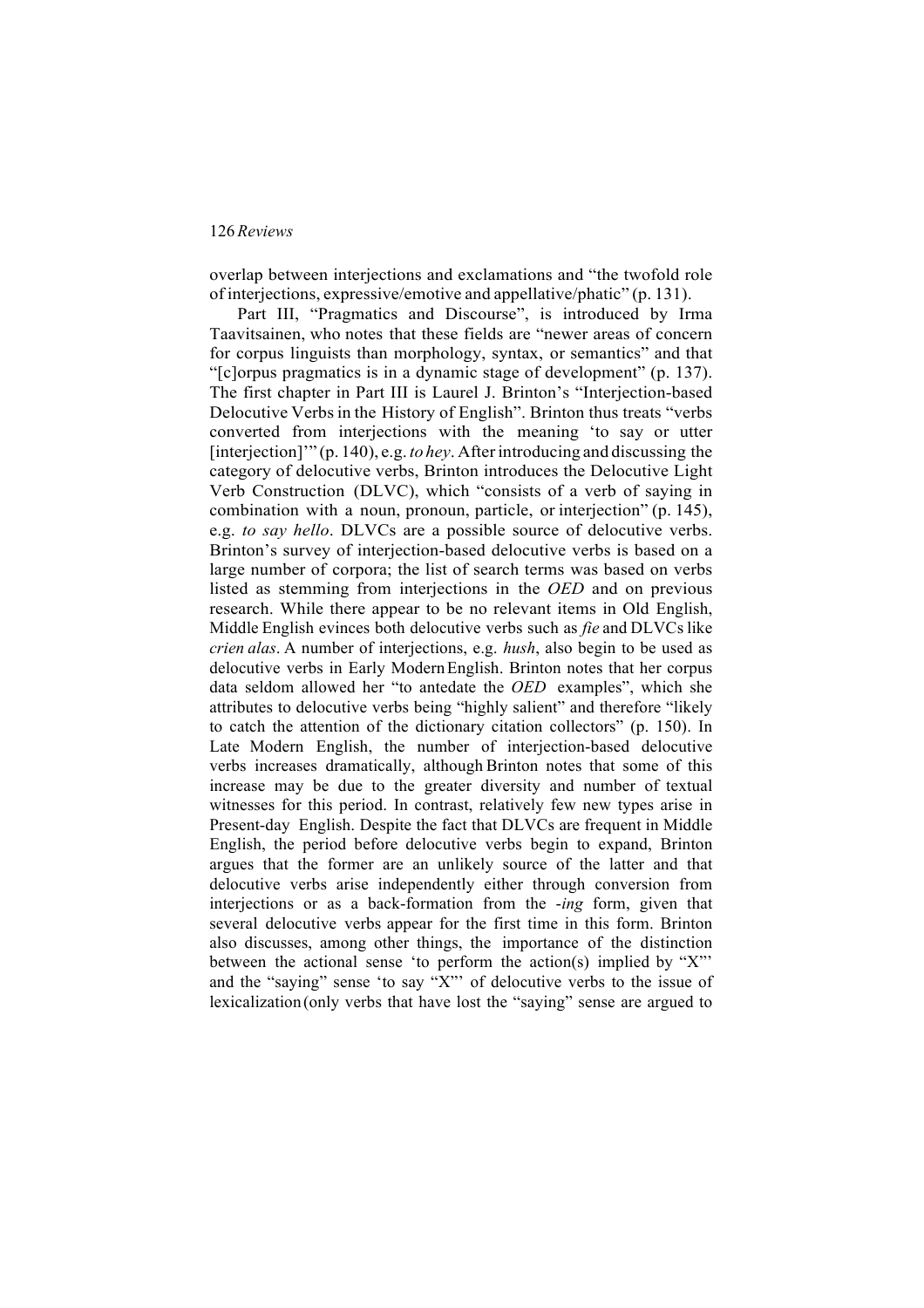overlap between interjections and exclamations and "the twofold role of interjections, expressive/emotive and appellative/phatic" (p. 131).

Part III, "Pragmatics and Discourse", is introduced by Irma Taavitsainen, who notes that these fields are "newer areas of concern for corpus linguists than morphology, syntax, or semantics" and that "[c]orpus pragmatics is in a dynamic stage of development" (p. 137). The first chapter in Part III is Laurel J. Brinton's "Interjection-based Delocutive Verbs in the History of English". Brinton thus treats "verbs converted from interjections with the meaning 'to say or utter [interjection]'" (p. 140), e.g. *to hey*. After introducing and discussing the category of delocutive verbs, Brinton introduces the Delocutive Light Verb Construction (DLVC), which "consists of a verb of saying in combination with a noun, pronoun, particle, or interjection" (p. 145), e.g. *to say hello*. DLVCs are a possible source of delocutive verbs. Brinton's survey of interjection-based delocutive verbs is based on a large number of corpora; the list of search terms was based on verbs listed as stemming from interjections in the *OED* and on previous research. While there appear to be no relevant items in Old English, Middle English evinces both delocutive verbs such as *fie* and DLVCs like *crien alas*. A number of interjections, e.g. *hush*, also begin to be used as delocutive verbs in Early Modern English. Brinton notes that her corpus data seldom allowed her "to antedate the *OED* examples", which she attributes to delocutive verbs being "highly salient" and therefore "likely to catch the attention of the dictionary citation collectors" (p. 150). In Late Modern English, the number of interjection-based delocutive verbs increases dramatically, although Brinton notes that some of this increase may be due to the greater diversity and number of textual witnesses for this period. In contrast, relatively few new types arise in Present-day English. Despite the fact that DLVCs are frequent in Middle English, the period before delocutive verbs begin to expand, Brinton argues that the former are an unlikely source of the latter and that delocutive verbs arise independently either through conversion from interjections or as a back-formation from the *-ing* form, given that several delocutive verbs appear for the first time in this form. Brinton also discusses, among other things, the importance of the distinction between the actional sense 'to perform the action(s) implied by "X"' and the "saying" sense 'to say "X"' of delocutive verbs to the issue of lexicalization (only verbs that have lost the "saying" sense are argued to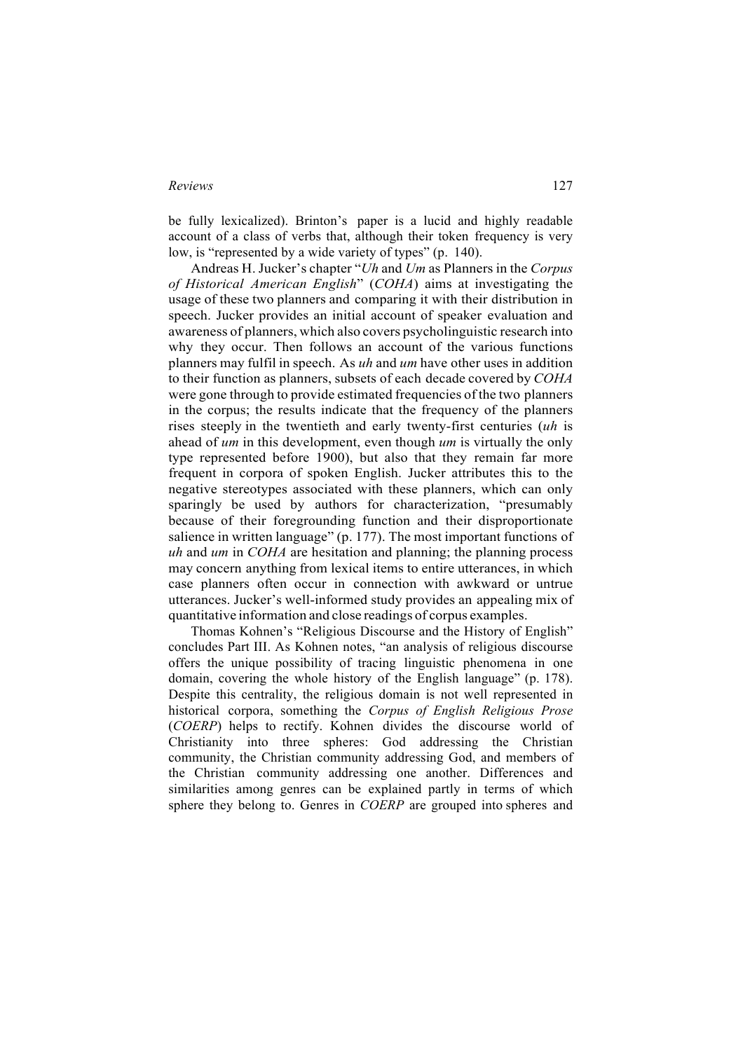be fully lexicalized). Brinton's paper is a lucid and highly readable account of a class of verbs that, although their token frequency is very low, is "represented by a wide variety of types" (p. 140).

Andreas H. Jucker's chapter "*Uh* and *Um* as Planners in the *Corpus of Historical American English*" (*COHA*) aims at investigating the usage of these two planners and comparing it with their distribution in speech. Jucker provides an initial account of speaker evaluation and awareness of planners, which also covers psycholinguistic research into why they occur. Then follows an account of the various functions planners may fulfil in speech. As *uh* and *um* have other uses in addition to their function as planners, subsets of each decade covered by *COHA* were gone through to provide estimated frequencies of the two planners in the corpus; the results indicate that the frequency of the planners rises steeply in the twentieth and early twenty-first centuries (*uh* is ahead of *um* in this development, even though *um* is virtually the only type represented before 1900), but also that they remain far more frequent in corpora of spoken English. Jucker attributes this to the negative stereotypes associated with these planners, which can only sparingly be used by authors for characterization, "presumably because of their foregrounding function and their disproportionate salience in written language" (p. 177). The most important functions of *uh* and *um* in *COHA* are hesitation and planning; the planning process may concern anything from lexical items to entire utterances, in which case planners often occur in connection with awkward or untrue utterances. Jucker's well-informed study provides an appealing mix of quantitative information and close readings of corpus examples.

Thomas Kohnen's "Religious Discourse and the History of English" concludes Part III. As Kohnen notes, "an analysis of religious discourse offers the unique possibility of tracing linguistic phenomena in one domain, covering the whole history of the English language" (p. 178). Despite this centrality, the religious domain is not well represented in historical corpora, something the *Corpus of English Religious Prose* (*COERP*) helps to rectify. Kohnen divides the discourse world of Christianity into three spheres: God addressing the Christian community, the Christian community addressing God, and members of the Christian community addressing one another. Differences and similarities among genres can be explained partly in terms of which sphere they belong to. Genres in *COERP* are grouped into spheres and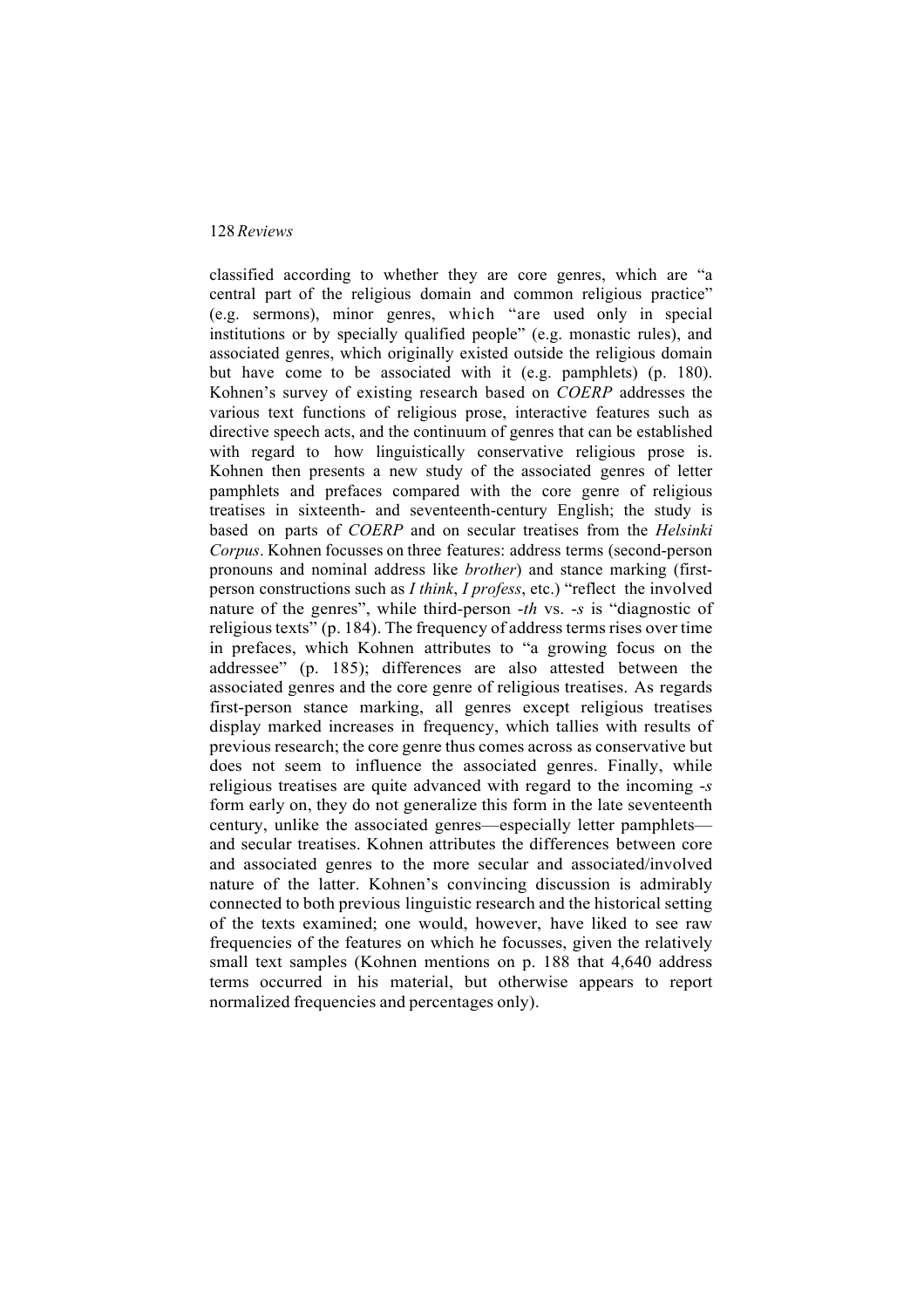classified according to whether they are core genres, which are "a central part of the religious domain and common religious practice" (e.g. sermons), minor genres, which "are used only in special institutions or by specially qualified people" (e.g. monastic rules), and associated genres, which originally existed outside the religious domain but have come to be associated with it (e.g. pamphlets) (p. 180). Kohnen's survey of existing research based on *COERP* addresses the various text functions of religious prose, interactive features such as directive speech acts, and the continuum of genres that can be established with regard to how linguistically conservative religious prose is. Kohnen then presents a new study of the associated genres of letter pamphlets and prefaces compared with the core genre of religious treatises in sixteenth- and seventeenth-century English; the study is based on parts of *COERP* and on secular treatises from the *Helsinki Corpus*. Kohnen focusses on three features: address terms (second-person pronouns and nominal address like *brother*) and stance marking (first-person constructions such as *I think*, *I profess*, etc.) "reflect the involved nature of the genres", while third-person *-th* vs. *-s* is "diagnostic of religious texts" (p. 184). The frequency of address terms rises over time in prefaces, which Kohnen attributes to "a growing focus on the addressee" (p. 185); differences are also attested between the associated genres and the core genre of religious treatises. As regards first-person stance marking, all genres except religious treatises display marked increases in frequency, which tallies with results of previous research; the core genre thus comes across as conservative but does not seem to influence the associated genres. Finally, while religious treatises are quite advanced with regard to the incoming *-s* form early on, they do not generalize this form in the late seventeenth century, unlike the associated genres—especially letter pamphlets—and secular treatises. Kohnen attributes the differences between core and associated genres to the more secular and associated/involved nature of the latter. Kohnen's convincing discussion is admirably connected to both previous linguistic research and the historical setting of the texts examined; one would, however, have liked to see raw frequencies of the features on which he focusses, given the relatively small text samples (Kohnen mentions on p. 188 that 4,640 address terms occurred in his material, but otherwise appears to report normalized frequencies and percentages only).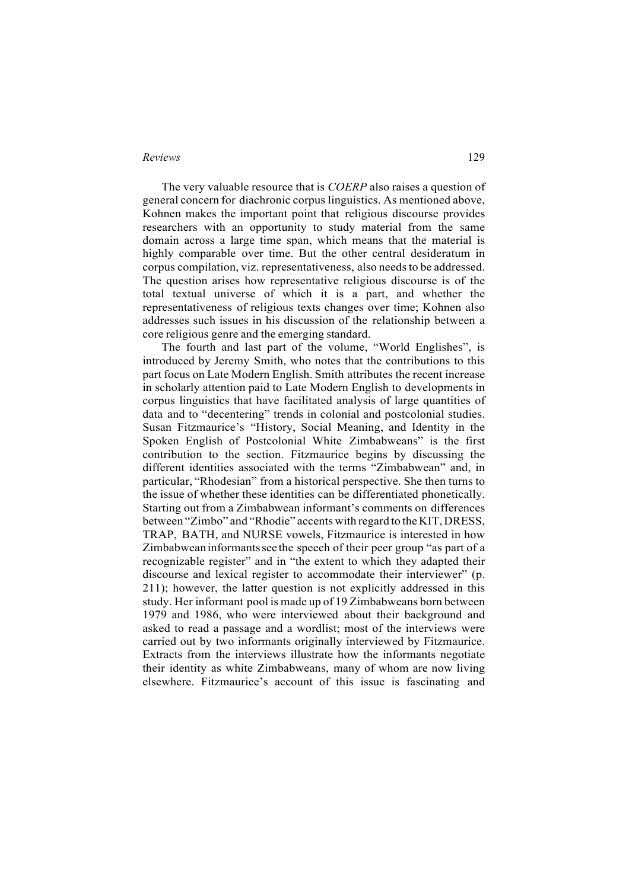The very valuable resource that is *COERP* also raises a question of general concern for diachronic corpus linguistics. As mentioned above, Kohnen makes the important point that religious discourse provides researchers with an opportunity to study material from the same domain across a large time span, which means that the material is highly comparable over time. But the other central desideratum in corpus compilation, viz. representativeness, also needs to be addressed. The question arises how representative religious discourse is of the total textual universe of which it is a part, and whether the representativeness of religious texts changes over time; Kohnen also addresses such issues in his discussion of the relationship between a core religious genre and the emerging standard.

The fourth and last part of the volume, "World Englishes", is introduced by Jeremy Smith, who notes that the contributions to this part focus on Late Modern English. Smith attributes the recent increase in scholarly attention paid to Late Modern English to developments in corpus linguistics that have facilitated analysis of large quantities of data and to "decentering" trends in colonial and postcolonial studies. Susan Fitzmaurice's "History, Social Meaning, and Identity in the Spoken English of Postcolonial White Zimbabweans" is the first contribution to the section. Fitzmaurice begins by discussing the different identities associated with the terms "Zimbabwean" and, in particular, "Rhodesian" from a historical perspective. She then turns to the issue of whether these identities can be differentiated phonetically. Starting out from a Zimbabwean informant's comments on differences between "Zimbo" and "Rhodie" accents with regard to the KIT, DRESS, TRAP, BATH, and NURSE vowels, Fitzmaurice is interested in how Zimbabwean informants see the speech of their peer group "as part of a recognizable register" and in "the extent to which they adapted their discourse and lexical register to accommodate their interviewer" (p. 211); however, the latter question is not explicitly addressed in this study. Her informant pool is made up of 19 Zimbabweans born between 1979 and 1986, who were interviewed about their background and asked to read a passage and a wordlist; most of the interviews were carried out by two informants originally interviewed by Fitzmaurice. Extracts from the interviews illustrate how the informants negotiate their identity as white Zimbabweans, many of whom are now living elsewhere. Fitzmaurice's account of this issue is fascinating and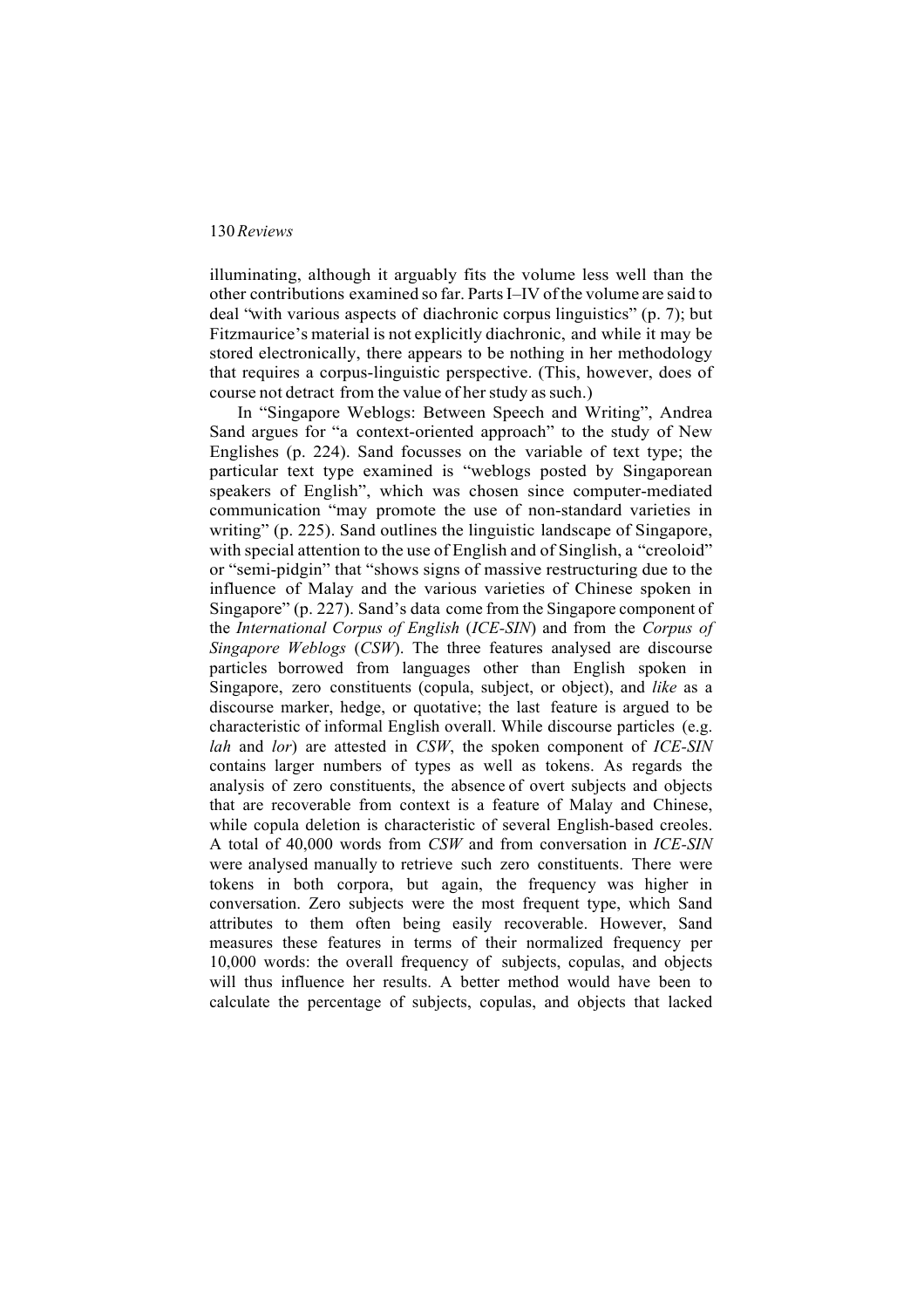illuminating, although it arguably fits the volume less well than the other contributions examined so far. Parts I–IV of the volume are said to deal "with various aspects of diachronic corpus linguistics" (p. 7); but Fitzmaurice's material is not explicitly diachronic, and while it may be stored electronically, there appears to be nothing in her methodology that requires a corpus-linguistic perspective. (This, however, does of course not detract from the value of her study as such.)

In "Singapore Weblogs: Between Speech and Writing", Andrea Sand argues for "a context-oriented approach" to the study of New Englishes (p. 224). Sand focusses on the variable of text type; the particular text type examined is "weblogs posted by Singaporean speakers of English", which was chosen since computer-mediated communication "may promote the use of non-standard varieties in writing" (p. 225). Sand outlines the linguistic landscape of Singapore, with special attention to the use of English and of Singlish, a "creoloid" or "semi-pidgin" that "shows signs of massive restructuring due to the influence of Malay and the various varieties of Chinese spoken in Singapore" (p. 227). Sand's data come from the Singapore component of the *International Corpus of English* (*ICE-SIN*) and from the *Corpus of Singapore Weblogs* (*CSW*). The three features analysed are discourse particles borrowed from languages other than English spoken in Singapore, zero constituents (copula, subject, or object), and *like* as a discourse marker, hedge, or quotative; the last feature is argued to be characteristic of informal English overall. While discourse particles (e.g. *lah* and *lor*) are attested in *CSW*, the spoken component of *ICE-SIN* contains larger numbers of types as well as tokens. As regards the analysis of zero constituents, the absence of overt subjects and objects that are recoverable from context is a feature of Malay and Chinese, while copula deletion is characteristic of several English-based creoles. A total of 40,000 words from *CSW* and from conversation in *ICE-SIN* were analysed manually to retrieve such zero constituents. There were tokens in both corpora, but again, the frequency was higher in conversation. Zero subjects were the most frequent type, which Sand attributes to them often being easily recoverable. However, Sand measures these features in terms of their normalized frequency per 10,000 words: the overall frequency of subjects, copulas, and objects will thus influence her results. A better method would have been to calculate the percentage of subjects, copulas, and objects that lacked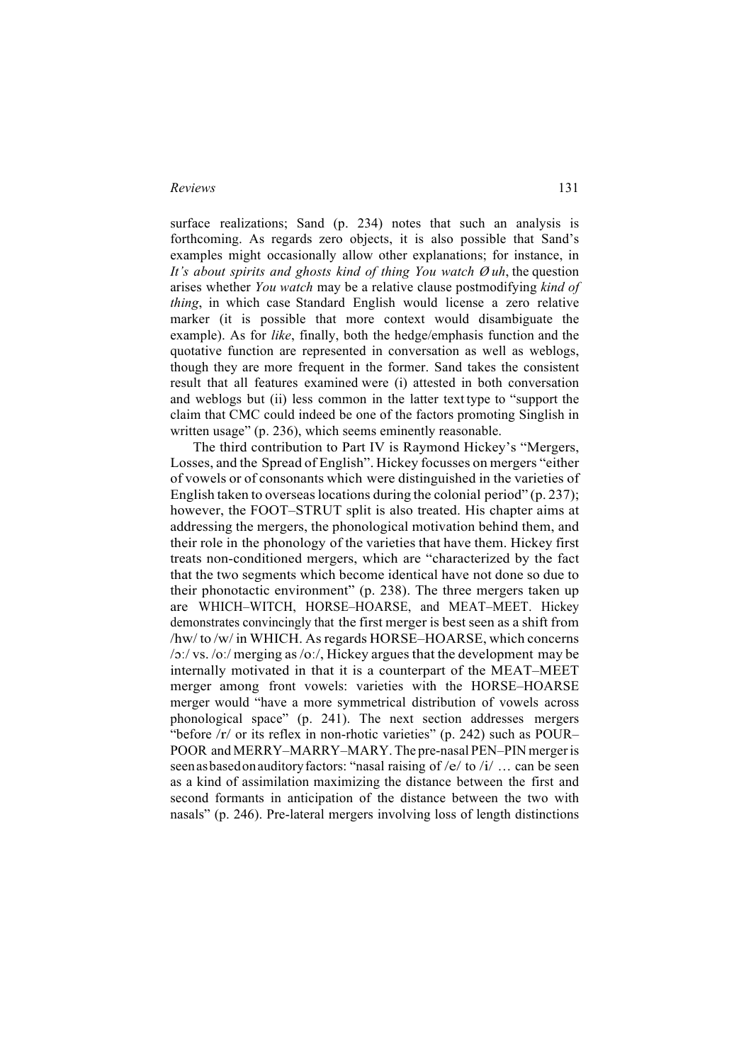surface realizations; Sand (p. 234) notes that such an analysis is forthcoming. As regards zero objects, it is also possible that Sand's examples might occasionally allow other explanations; for instance, in *It's about spirits and ghosts kind of thing You watch Ø uh*, the question arises whether *You watch* may be a relative clause postmodifying *kind of thing*, in which case Standard English would license a zero relative marker (it is possible that more context would disambiguate the example). As for *like*, finally, both the hedge/emphasis function and the quotative function are represented in conversation as well as weblogs, though they are more frequent in the former. Sand takes the consistent result that all features examined were (i) attested in both conversation and weblogs but (ii) less common in the latter text type to "support the claim that CMC could indeed be one of the factors promoting Singlish in written usage" (p. 236), which seems eminently reasonable.

The third contribution to Part IV is Raymond Hickey's "Mergers, Losses, and the Spread of English". Hickey focusses on mergers "either of vowels or of consonants which were distinguished in the varieties of English taken to overseas locations during the colonial period" (p. 237); however, the FOOT–STRUT split is also treated. His chapter aims at addressing the mergers, the phonological motivation behind them, and their role in the phonology of the varieties that have them. Hickey first treats non-conditioned mergers, which are "characterized by the fact that the two segments which become identical have not done so due to their phonotactic environment" (p. 238). The three mergers taken up are WHICH–WITCH, HORSE–HOARSE, and MEAT–MEET. Hickey demonstrates convincingly that the first merger is best seen as a shift from /hw/ to /w/ in WHICH. As regards HORSE–HOARSE, which concerns /ɔː/ vs. /oː/ merging as /oː/, Hickey argues that the development may be internally motivated in that it is a counterpart of the MEAT–MEET merger among front vowels: varieties with the HORSE–HOARSE merger would "have a more symmetrical distribution of vowels across phonological space" (p. 241). The next section addresses mergers "before /r/ or its reflex in non-rhotic varieties" (p. 242) such as POUR–POOR and MERRY–MARRY–MARY. The pre-nasal PEN–PIN merger is seen as based on auditory factors: "nasal raising of /e/ to /i/ … can be seen as a kind of assimilation maximizing the distance between the first and second formants in anticipation of the distance between the two with nasals" (p. 246). Pre-lateral mergers involving loss of length distinctions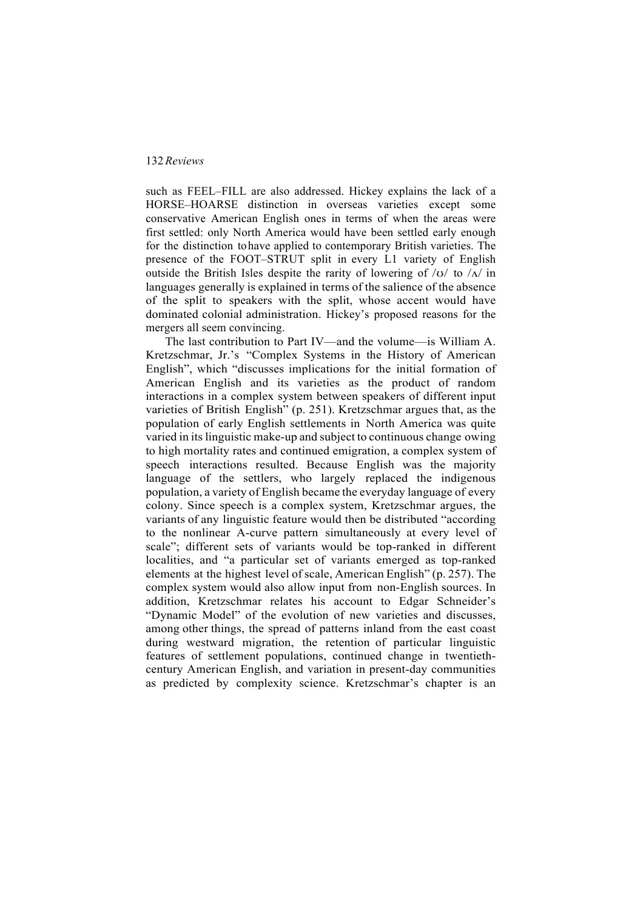such as FEEL–FILL are also addressed. Hickey explains the lack of a HORSE–HOARSE distinction in overseas varieties except some conservative American English ones in terms of when the areas were first settled: only North America would have been settled early enough for the distinction to have applied to contemporary British varieties. The presence of the FOOT–STRUT split in every L1 variety of English outside the British Isles despite the rarity of lowering of /ʊ/ to /ʌ/ in languages generally is explained in terms of the salience of the absence of the split to speakers with the split, whose accent would have dominated colonial administration. Hickey's proposed reasons for the mergers all seem convincing.

The last contribution to Part IV—and the volume—is William A. Kretzschmar, Jr.'s "Complex Systems in the History of American English", which "discusses implications for the initial formation of American English and its varieties as the product of random interactions in a complex system between speakers of different input varieties of British English" (p. 251). Kretzschmar argues that, as the population of early English settlements in North America was quite varied in its linguistic make-up and subject to continuous change owing to high mortality rates and continued emigration, a complex system of speech interactions resulted. Because English was the majority language of the settlers, who largely replaced the indigenous population, a variety of English became the everyday language of every colony. Since speech is a complex system, Kretzschmar argues, the variants of any linguistic feature would then be distributed "according to the nonlinear A-curve pattern simultaneously at every level of scale"; different sets of variants would be top-ranked in different localities, and "a particular set of variants emerged as top-ranked elements at the highest level of scale, American English" (p. 257). The complex system would also allow input from non-English sources. In addition, Kretzschmar relates his account to Edgar Schneider's "Dynamic Model" of the evolution of new varieties and discusses, among other things, the spread of patterns inland from the east coast during westward migration, the retention of particular linguistic features of settlement populations, continued change in twentieth-century American English, and variation in present-day communities as predicted by complexity science. Kretzschmar's chapter is an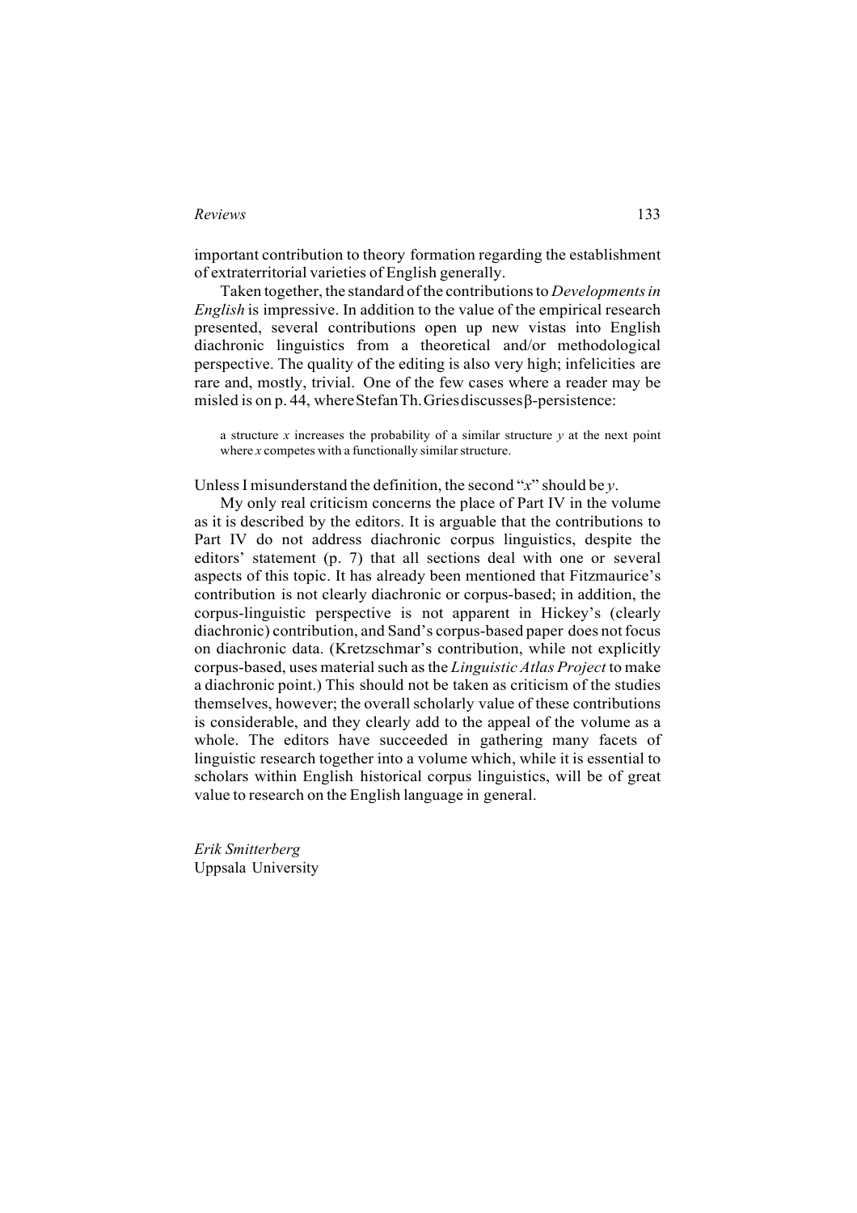important contribution to theory formation regarding the establishment of extraterritorial varieties of English generally.

Taken together, the standard of the contributions to *Developments in English* is impressive. In addition to the value of the empirical research presented, several contributions open up new vistas into English diachronic linguistics from a theoretical and/or methodological perspective. The quality of the editing is also very high; infelicities are rare and, mostly, trivial. One of the few cases where a reader may be misled is on p. 44, where Stefan Th. Gries discusses β-persistence:

> a structure *x* increases the probability of a similar structure *y* at the next point where *x* competes with a functionally similar structure.

Unless I misunderstand the definition, the second "*x*" should be *y*.

My only real criticism concerns the place of Part IV in the volume as it is described by the editors. It is arguable that the contributions to Part IV do not address diachronic corpus linguistics, despite the editors' statement (p. 7) that all sections deal with one or several aspects of this topic. It has already been mentioned that Fitzmaurice's contribution is not clearly diachronic or corpus-based; in addition, the corpus-linguistic perspective is not apparent in Hickey's (clearly diachronic) contribution, and Sand's corpus-based paper does not focus on diachronic data. (Kretzschmar's contribution, while not explicitly corpus-based, uses material such as the *Linguistic Atlas Project* to make a diachronic point.) This should not be taken as criticism of the studies themselves, however; the overall scholarly value of these contributions is considerable, and they clearly add to the appeal of the volume as a whole. The editors have succeeded in gathering many facets of linguistic research together into a volume which, while it is essential to scholars within English historical corpus linguistics, will be of great value to research on the English language in general.

*Erik Smitterberg*
Uppsala University